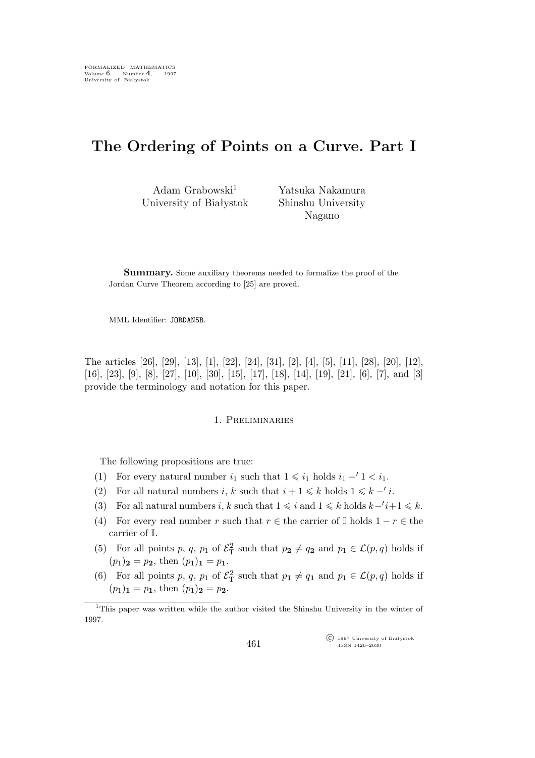# The Ordering of Points on a Curve. Part I

Adam Grabowski[1]
University of Białystok

Yatsuka Nakamura
Shinshu University
Nagano

**Summary.** Some auxiliary theorems needed to formalize the proof of the Jordan Curve Theorem according to [25] are proved.

MML Identifier: JORDAN5B.

The articles [26], [29], [13], [1], [22], [24], [31], [2], [4], [5], [11], [28], [20], [12], [16], [23], [9], [8], [27], [10], [30], [15], [17], [18], [14], [19], [21], [6], [7], and [3] provide the terminology and notation for this paper.

## 1. Preliminaries

The following propositions are true:

(1) For every natural number $i_1$ such that $1 \leqslant i_1$ holds $i_1 -' 1 < i_1$.

(2) For all natural numbers $i$, $k$ such that $i + 1 \leqslant k$ holds $1 \leqslant k -' i$.

(3) For all natural numbers $i$, $k$ such that $1 \leqslant i$ and $1 \leqslant k$ holds $k -' i + 1 \leqslant k$.

(4) For every real number $r$ such that $r \in$ the carrier of $\mathbb{I}$ holds $1 - r \in$ the carrier of $\mathbb{I}$.

(5) For all points $p$, $q$, $p_1$ of $\mathcal{E}^2_{\rm T}$ such that $p_{\mathbf{2}} \neq q_{\mathbf{2}}$ and $p_1 \in \mathcal{L}(p, q)$ holds if $(p_1)_{\mathbf{2}} = p_{\mathbf{2}}$, then $(p_1)_{\mathbf{1}} = p_{\mathbf{1}}$.

(6) For all points $p$, $q$, $p_1$ of $\mathcal{E}^2_{\rm T}$ such that $p_{\mathbf{1}} \neq q_{\mathbf{1}}$ and $p_1 \in \mathcal{L}(p, q)$ holds if $(p_1)_{\mathbf{1}} = p_{\mathbf{1}}$, then $(p_1)_{\mathbf{2}} = p_{\mathbf{2}}$.

[1]This paper was written while the author visited the Shinshu University in the winter of 1997.

© 1997 University of Białystok
ISSN 1426–2630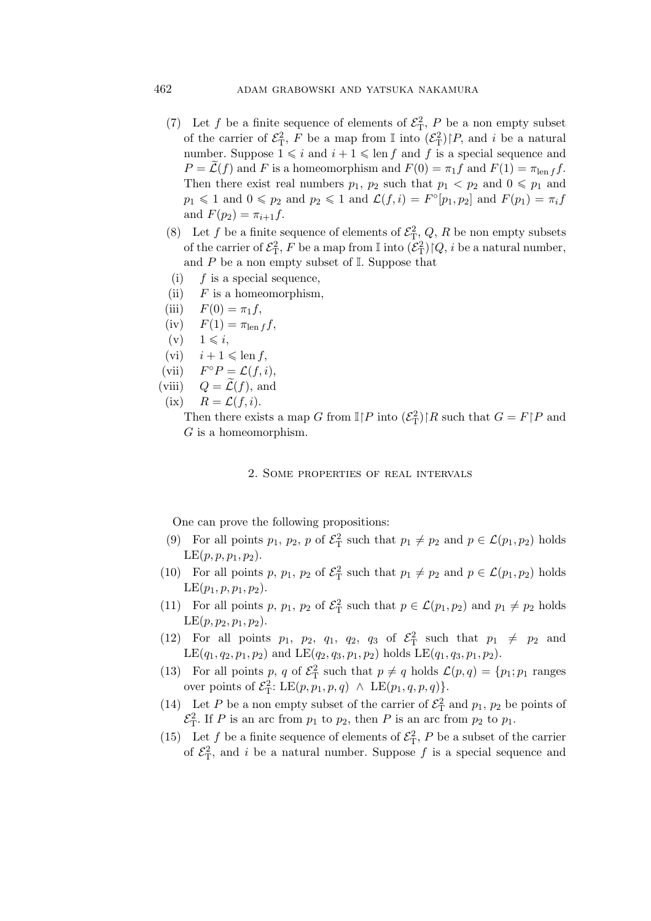(7) Let $f$ be a finite sequence of elements of $\mathcal{E}^2_{\mathrm{T}}$, $P$ be a non empty subset of the carrier of $\mathcal{E}^2_{\mathrm{T}}$, $F$ be a map from $\mathbb{I}$ into $(\mathcal{E}^2_{\mathrm{T}})\restriction P$, and $i$ be a natural number. Suppose $1 \leqslant i$ and $i+1 \leqslant \mathrm{len}\, f$ and $f$ is a special sequence and $P = \widetilde{\mathcal{L}}(f)$ and $F$ is a homeomorphism and $F(0) = \pi_1 f$ and $F(1) = \pi_{\mathrm{len}\, f} f$. Then there exist real numbers $p_1$, $p_2$ such that $p_1 < p_2$ and $0 \leqslant p_1$ and $p_1 \leqslant 1$ and $0 \leqslant p_2$ and $p_2 \leqslant 1$ and $\mathcal{L}(f, i) = F^\circ[p_1, p_2]$ and $F(p_1) = \pi_i f$ and $F(p_2) = \pi_{i+1} f$.

(8) Let $f$ be a finite sequence of elements of $\mathcal{E}^2_{\mathrm{T}}$, $Q$, $R$ be non empty subsets of the carrier of $\mathcal{E}^2_{\mathrm{T}}$, $F$ be a map from $\mathbb{I}$ into $(\mathcal{E}^2_{\mathrm{T}})\restriction Q$, $i$ be a natural number, and $P$ be a non empty subset of $\mathbb{I}$. Suppose that

- (i) $f$ is a special sequence,
- (ii) $F$ is a homeomorphism,
- (iii) $F(0) = \pi_1 f$,
- (iv) $F(1) = \pi_{\mathrm{len}\, f} f$,
- (v) $1 \leqslant i$,
- (vi) $i + 1 \leqslant \mathrm{len}\, f$,
- (vii) $F^\circ P = \mathcal{L}(f, i)$,
- (viii) $Q = \widetilde{\mathcal{L}}(f)$, and
- (ix) $R = \mathcal{L}(f, i)$.

Then there exists a map $G$ from $\mathbb{I}\restriction P$ into $(\mathcal{E}^2_{\mathrm{T}})\restriction R$ such that $G = F\restriction P$ and $G$ is a homeomorphism.

## 2. Some properties of real intervals

One can prove the following propositions:

(9) For all points $p_1$, $p_2$, $p$ of $\mathcal{E}^2_{\mathrm{T}}$ such that $p_1 \neq p_2$ and $p \in \mathcal{L}(p_1, p_2)$ holds $\mathrm{LE}(p, p, p_1, p_2)$.

(10) For all points $p$, $p_1$, $p_2$ of $\mathcal{E}^2_{\mathrm{T}}$ such that $p_1 \neq p_2$ and $p \in \mathcal{L}(p_1, p_2)$ holds $\mathrm{LE}(p_1, p, p_1, p_2)$.

(11) For all points $p$, $p_1$, $p_2$ of $\mathcal{E}^2_{\mathrm{T}}$ such that $p \in \mathcal{L}(p_1, p_2)$ and $p_1 \neq p_2$ holds $\mathrm{LE}(p, p_2, p_1, p_2)$.

(12) For all points $p_1$, $p_2$, $q_1$, $q_2$, $q_3$ of $\mathcal{E}^2_{\mathrm{T}}$ such that $p_1 \neq p_2$ and $\mathrm{LE}(q_1, q_2, p_1, p_2)$ and $\mathrm{LE}(q_2, q_3, p_1, p_2)$ holds $\mathrm{LE}(q_1, q_3, p_1, p_2)$.

(13) For all points $p$, $q$ of $\mathcal{E}^2_{\mathrm{T}}$ such that $p \neq q$ holds $\mathcal{L}(p, q) = \{p_1; p_1$ ranges over points of $\mathcal{E}^2_{\mathrm{T}}$: $\mathrm{LE}(p, p_1, p, q) \ \wedge\ \mathrm{LE}(p_1, q, p, q)\}$.

(14) Let $P$ be a non empty subset of the carrier of $\mathcal{E}^2_{\mathrm{T}}$ and $p_1$, $p_2$ be points of $\mathcal{E}^2_{\mathrm{T}}$. If $P$ is an arc from $p_1$ to $p_2$, then $P$ is an arc from $p_2$ to $p_1$.

(15) Let $f$ be a finite sequence of elements of $\mathcal{E}^2_{\mathrm{T}}$, $P$ be a subset of the carrier of $\mathcal{E}^2_{\mathrm{T}}$, and $i$ be a natural number. Suppose $f$ is a special sequence and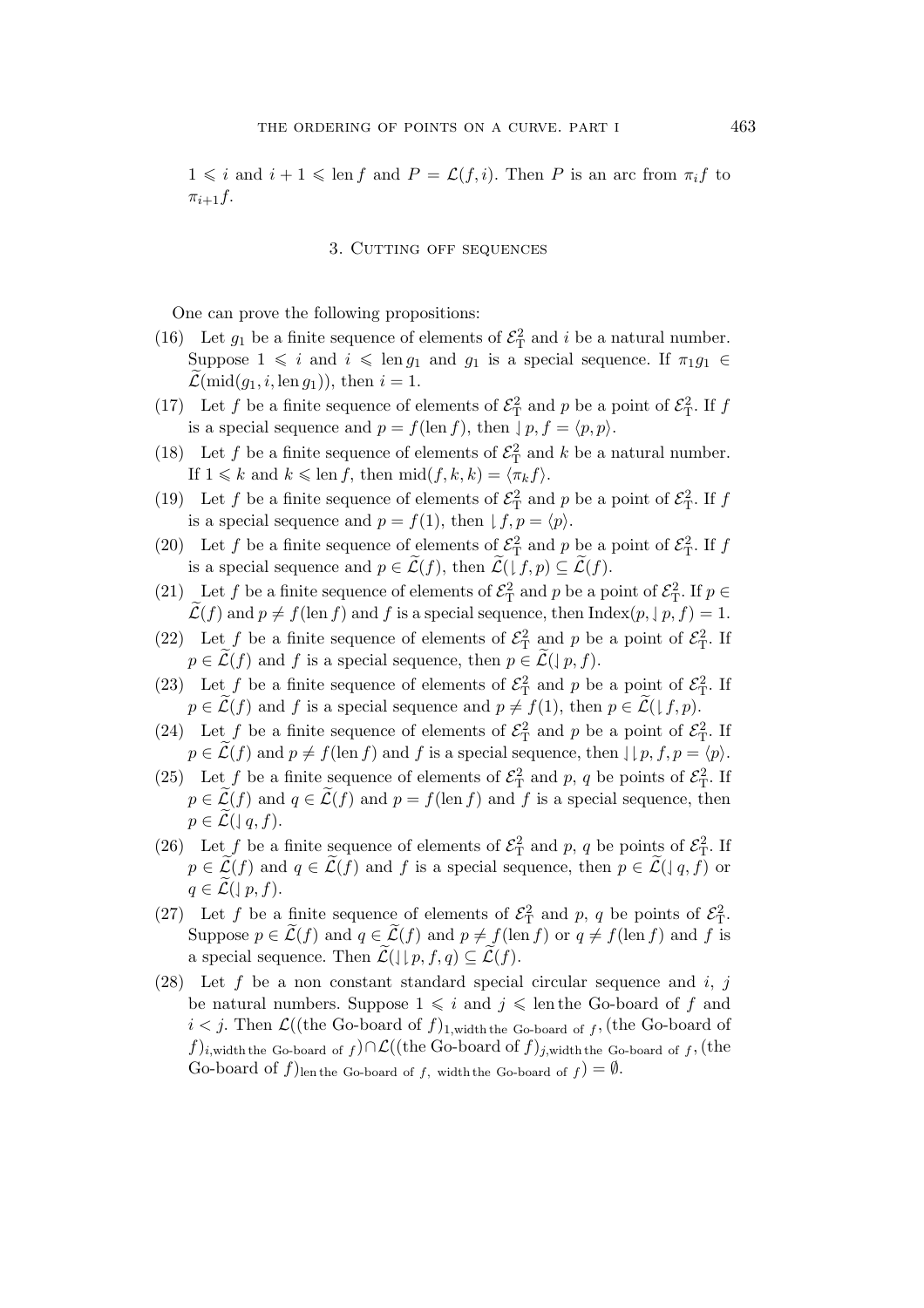$1 \leqslant i$ and $i + 1 \leqslant \operatorname{len} f$ and $P = \mathcal{L}(f, i)$. Then $P$ is an arc from $\pi_i f$ to $\pi_{i+1} f$.

## 3. Cutting off sequences

One can prove the following propositions:

(16) Let $g_1$ be a finite sequence of elements of $\mathcal{E}^2_{\mathrm{T}}$ and $i$ be a natural number. Suppose $1 \leqslant i$ and $i \leqslant \operatorname{len} g_1$ and $g_1$ is a special sequence. If $\pi_1 g_1 \in \widetilde{\mathcal{L}}(\operatorname{mid}(g_1, i, \operatorname{len} g_1))$, then $i = 1$.

(17) Let $f$ be a finite sequence of elements of $\mathcal{E}^2_{\mathrm{T}}$ and $p$ be a point of $\mathcal{E}^2_{\mathrm{T}}$. If $f$ is a special sequence and $p = f(\operatorname{len} f)$, then $\downharpoonright p, f = \langle p, p \rangle$.

(18) Let $f$ be a finite sequence of elements of $\mathcal{E}^2_{\mathrm{T}}$ and $k$ be a natural number. If $1 \leqslant k$ and $k \leqslant \operatorname{len} f$, then $\operatorname{mid}(f, k, k) = \langle \pi_k f \rangle$.

(19) Let $f$ be a finite sequence of elements of $\mathcal{E}^2_{\mathrm{T}}$ and $p$ be a point of $\mathcal{E}^2_{\mathrm{T}}$. If $f$ is a special sequence and $p = f(1)$, then $\downharpoonleft f, p = \langle p \rangle$.

(20) Let $f$ be a finite sequence of elements of $\mathcal{E}^2_{\mathrm{T}}$ and $p$ be a point of $\mathcal{E}^2_{\mathrm{T}}$. If $f$ is a special sequence and $p \in \widetilde{\mathcal{L}}(f)$, then $\widetilde{\mathcal{L}}(\downharpoonleft f, p) \subseteq \widetilde{\mathcal{L}}(f)$.

(21) Let $f$ be a finite sequence of elements of $\mathcal{E}^2_{\mathrm{T}}$ and $p$ be a point of $\mathcal{E}^2_{\mathrm{T}}$. If $p \in \widetilde{\mathcal{L}}(f)$ and $p \neq f(\operatorname{len} f)$ and $f$ is a special sequence, then $\operatorname{Index}(p, \downharpoonright p, f) = 1$.

(22) Let $f$ be a finite sequence of elements of $\mathcal{E}^2_{\mathrm{T}}$ and $p$ be a point of $\mathcal{E}^2_{\mathrm{T}}$. If $p \in \widetilde{\mathcal{L}}(f)$ and $f$ is a special sequence, then $p \in \widetilde{\mathcal{L}}(\downharpoonright p, f)$.

(23) Let $f$ be a finite sequence of elements of $\mathcal{E}^2_{\mathrm{T}}$ and $p$ be a point of $\mathcal{E}^2_{\mathrm{T}}$. If $p \in \widetilde{\mathcal{L}}(f)$ and $f$ is a special sequence and $p \neq f(1)$, then $p \in \widetilde{\mathcal{L}}(\downharpoonleft f, p)$.

(24) Let $f$ be a finite sequence of elements of $\mathcal{E}^2_{\mathrm{T}}$ and $p$ be a point of $\mathcal{E}^2_{\mathrm{T}}$. If $p \in \widetilde{\mathcal{L}}(f)$ and $p \neq f(\operatorname{len} f)$ and $f$ is a special sequence, then $\downharpoonleft \downharpoonright p, f, p = \langle p \rangle$.

(25) Let $f$ be a finite sequence of elements of $\mathcal{E}^2_{\mathrm{T}}$ and $p$, $q$ be points of $\mathcal{E}^2_{\mathrm{T}}$. If $p \in \widetilde{\mathcal{L}}(f)$ and $q \in \widetilde{\mathcal{L}}(f)$ and $p = f(\operatorname{len} f)$ and $f$ is a special sequence, then $p \in \widetilde{\mathcal{L}}(\downharpoonright q, f)$.

(26) Let $f$ be a finite sequence of elements of $\mathcal{E}^2_{\mathrm{T}}$ and $p$, $q$ be points of $\mathcal{E}^2_{\mathrm{T}}$. If $p \in \widetilde{\mathcal{L}}(f)$ and $q \in \widetilde{\mathcal{L}}(f)$ and $f$ is a special sequence, then $p \in \widetilde{\mathcal{L}}(\downharpoonright q, f)$ or $q \in \widetilde{\mathcal{L}}(\downharpoonright p, f)$.

(27) Let $f$ be a finite sequence of elements of $\mathcal{E}^2_{\mathrm{T}}$ and $p$, $q$ be points of $\mathcal{E}^2_{\mathrm{T}}$. Suppose $p \in \widetilde{\mathcal{L}}(f)$ and $q \in \widetilde{\mathcal{L}}(f)$ and $p \neq f(\operatorname{len} f)$ or $q \neq f(\operatorname{len} f)$ and $f$ is a special sequence. Then $\widetilde{\mathcal{L}}(\downharpoonleft \downharpoonright p, f, q) \subseteq \widetilde{\mathcal{L}}(f)$.

(28) Let $f$ be a non constant standard special circular sequence and $i$, $j$ be natural numbers. Suppose $1 \leqslant i$ and $j \leqslant \operatorname{len}$ the Go-board of $f$ and $i < j$. Then $\mathcal{L}((\text{the Go-board of } f)_{1,\text{width the Go-board of } f}, (\text{the Go-board of } f)_{i,\text{width the Go-board of } f}) \cap \mathcal{L}((\text{the Go-board of } f)_{j,\text{width the Go-board of } f}, (\text{the Go-board of } f)_{\text{len the Go-board of } f,\ \text{width the Go-board of } f}) = \emptyset$.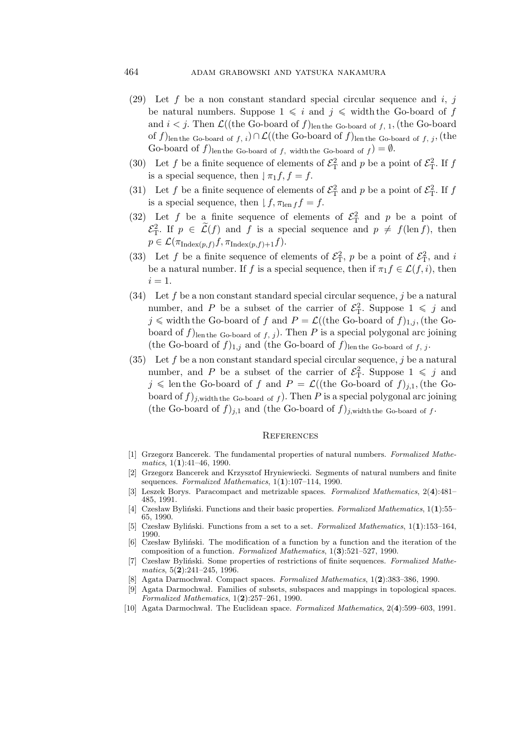(29) Let $f$ be a non constant standard special circular sequence and $i$, $j$ be natural numbers. Suppose $1 \leqslant i$ and $j \leqslant$ width the Go-board of $f$ and $i < j$. Then $\mathcal{L}((\text{the Go-board of } f)_{\text{len the Go-board of } f,\, 1}, (\text{the Go-board of } f)_{\text{len the Go-board of } f,\, i}) \cap \mathcal{L}((\text{the Go-board of } f)_{\text{len the Go-board of } f,\, j}, (\text{the Go-board of } f)_{\text{len the Go-board of } f,\, \text{width the Go-board of } f}) = \emptyset$.

(30) Let $f$ be a finite sequence of elements of $\mathcal{E}^2_{\mathrm{T}}$ and $p$ be a point of $\mathcal{E}^2_{\mathrm{T}}$. If $f$ is a special sequence, then $\downharpoonright \pi_1 f, f = f$.

(31) Let $f$ be a finite sequence of elements of $\mathcal{E}^2_{\mathrm{T}}$ and $p$ be a point of $\mathcal{E}^2_{\mathrm{T}}$. If $f$ is a special sequence, then $\downharpoonleft f, \pi_{\operatorname{len} f} f = f$.

(32) Let $f$ be a finite sequence of elements of $\mathcal{E}^2_{\mathrm{T}}$ and $p$ be a point of $\mathcal{E}^2_{\mathrm{T}}$. If $p \in \widetilde{\mathcal{L}}(f)$ and $f$ is a special sequence and $p \neq f(\operatorname{len} f)$, then $p \in \mathcal{L}(\pi_{\operatorname{Index}(p,f)} f, \pi_{\operatorname{Index}(p,f)+1} f)$.

(33) Let $f$ be a finite sequence of elements of $\mathcal{E}^2_{\mathrm{T}}$, $p$ be a point of $\mathcal{E}^2_{\mathrm{T}}$, and $i$ be a natural number. If $f$ is a special sequence, then if $\pi_1 f \in \mathcal{L}(f, i)$, then $i = 1$.

(34) Let $f$ be a non constant standard special circular sequence, $j$ be a natural number, and $P$ be a subset of the carrier of $\mathcal{E}^2_{\mathrm{T}}$. Suppose $1 \leqslant j$ and $j \leqslant$ width the Go-board of $f$ and $P = \mathcal{L}((\text{the Go-board of } f)_{1,j}, (\text{the Go-board of } f)_{\text{len the Go-board of } f,\, j})$. Then $P$ is a special polygonal arc joining $(\text{the Go-board of } f)_{1,j}$ and $(\text{the Go-board of } f)_{\text{len the Go-board of } f,\, j}$.

(35) Let $f$ be a non constant standard special circular sequence, $j$ be a natural number, and $P$ be a subset of the carrier of $\mathcal{E}^2_{\mathrm{T}}$. Suppose $1 \leqslant j$ and $j \leqslant$ len the Go-board of $f$ and $P = \mathcal{L}((\text{the Go-board of } f)_{j,1}, (\text{the Go-board of } f)_{j,\text{width the Go-board of } f})$. Then $P$ is a special polygonal arc joining $(\text{the Go-board of } f)_{j,1}$ and $(\text{the Go-board of } f)_{j,\text{width the Go-board of } f}$.

## References

[1] Grzegorz Bancerek. The fundamental properties of natural numbers. *Formalized Mathematics*, 1(**1**):41–46, 1990.

[2] Grzegorz Bancerek and Krzysztof Hryniewiecki. Segments of natural numbers and finite sequences. *Formalized Mathematics*, 1(**1**):107–114, 1990.

[3] Leszek Borys. Paracompact and metrizable spaces. *Formalized Mathematics*, 2(**4**):481–485, 1991.

[4] Czesław Byliński. Functions and their basic properties. *Formalized Mathematics*, 1(**1**):55–65, 1990.

[5] Czesław Byliński. Functions from a set to a set. *Formalized Mathematics*, 1(**1**):153–164, 1990.

[6] Czesław Byliński. The modification of a function by a function and the iteration of the composition of a function. *Formalized Mathematics*, 1(**3**):521–527, 1990.

[7] Czesław Byliński. Some properties of restrictions of finite sequences. *Formalized Mathematics*, 5(**2**):241–245, 1996.

[8] Agata Darmochwał. Compact spaces. *Formalized Mathematics*, 1(**2**):383–386, 1990.

[9] Agata Darmochwał. Families of subsets, subspaces and mappings in topological spaces. *Formalized Mathematics*, 1(**2**):257–261, 1990.

[10] Agata Darmochwał. The Euclidean space. *Formalized Mathematics*, 2(**4**):599–603, 1991.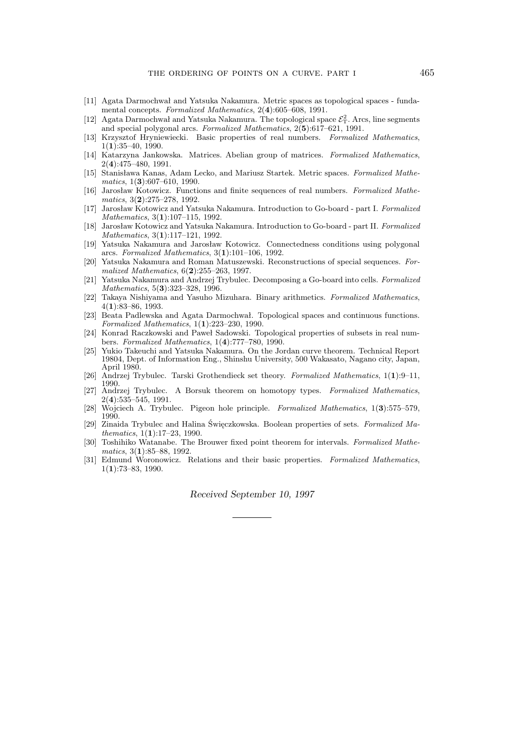- [11] Agata Darmochwał and Yatsuka Nakamura. Metric spaces as topological spaces - fundamental concepts. *Formalized Mathematics*, 2(**4**):605–608, 1991.
- [12] Agata Darmochwał and Yatsuka Nakamura. The topological space $\mathcal{E}^2_{\rm T}$. Arcs, line segments and special polygonal arcs. *Formalized Mathematics*, 2(**5**):617–621, 1991.
- [13] Krzysztof Hryniewiecki. Basic properties of real numbers. *Formalized Mathematics*, 1(**1**):35–40, 1990.
- [14] Katarzyna Jankowska. Matrices. Abelian group of matrices. *Formalized Mathematics*, 2(**4**):475–480, 1991.
- [15] Stanisława Kanas, Adam Lecko, and Mariusz Startek. Metric spaces. *Formalized Mathematics*, 1(**3**):607–610, 1990.
- [16] Jarosław Kotowicz. Functions and finite sequences of real numbers. *Formalized Mathematics*, 3(**2**):275–278, 1992.
- [17] Jarosław Kotowicz and Yatsuka Nakamura. Introduction to Go-board - part I. *Formalized Mathematics*, 3(**1**):107–115, 1992.
- [18] Jarosław Kotowicz and Yatsuka Nakamura. Introduction to Go-board - part II. *Formalized Mathematics*, 3(**1**):117–121, 1992.
- [19] Yatsuka Nakamura and Jarosław Kotowicz. Connectedness conditions using polygonal arcs. *Formalized Mathematics*, 3(**1**):101–106, 1992.
- [20] Yatsuka Nakamura and Roman Matuszewski. Reconstructions of special sequences. *Formalized Mathematics*, 6(**2**):255–263, 1997.
- [21] Yatsuka Nakamura and Andrzej Trybulec. Decomposing a Go-board into cells. *Formalized Mathematics*, 5(**3**):323–328, 1996.
- [22] Takaya Nishiyama and Yasuho Mizuhara. Binary arithmetics. *Formalized Mathematics*, 4(**1**):83–86, 1993.
- [23] Beata Padlewska and Agata Darmochwał. Topological spaces and continuous functions. *Formalized Mathematics*, 1(**1**):223–230, 1990.
- [24] Konrad Raczkowski and Paweł Sadowski. Topological properties of subsets in real numbers. *Formalized Mathematics*, 1(**4**):777–780, 1990.
- [25] Yukio Takeuchi and Yatsuka Nakamura. On the Jordan curve theorem. Technical Report 19804, Dept. of Information Eng., Shinshu University, 500 Wakasato, Nagano city, Japan, April 1980.
- [26] Andrzej Trybulec. Tarski Grothendieck set theory. *Formalized Mathematics*, 1(**1**):9–11, 1990.
- [27] Andrzej Trybulec. A Borsuk theorem on homotopy types. *Formalized Mathematics*, 2(**4**):535–545, 1991.
- [28] Wojciech A. Trybulec. Pigeon hole principle. *Formalized Mathematics*, 1(**3**):575–579, 1990.
- [29] Zinaida Trybulec and Halina Święczkowska. Boolean properties of sets. *Formalized Mathematics*, 1(**1**):17–23, 1990.
- [30] Toshihiko Watanabe. The Brouwer fixed point theorem for intervals. *Formalized Mathematics*, 3(**1**):85–88, 1992.
- [31] Edmund Woronowicz. Relations and their basic properties. *Formalized Mathematics*, 1(**1**):73–83, 1990.

*Received September 10, 1997*